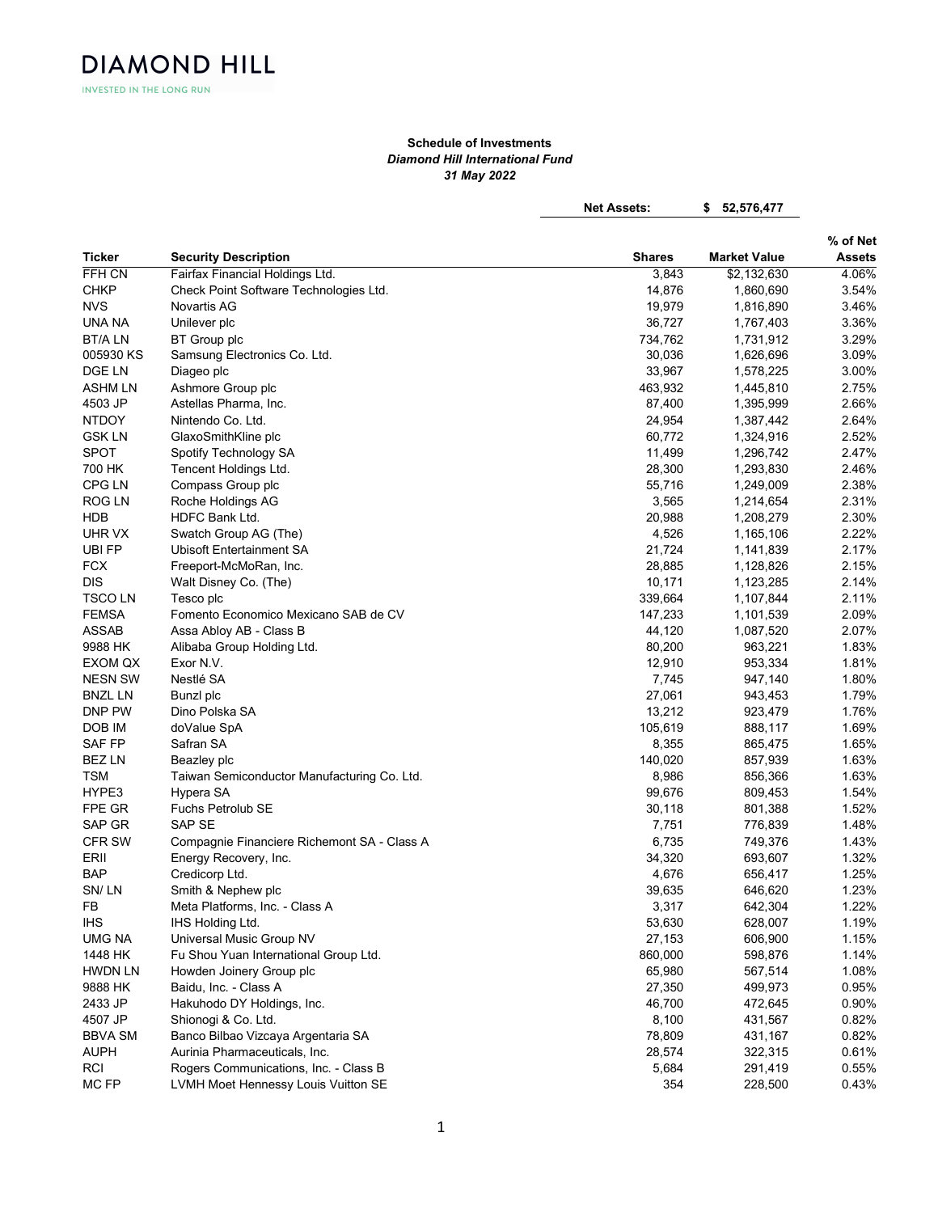DIAMOND HILL

INVESTED IN THE LONG RUN

**Schedule of Investments**
***Diamond Hill International Fund***
***31 May 2022***

**Net Assets: $ 52,576,477**

| Ticker | Security Description | Shares | Market Value | % of Net Assets |
|---|---|---|---|---|
| FFH CN | Fairfax Financial Holdings Ltd. | 3,843 | $2,132,630 | 4.06% |
| CHKP | Check Point Software Technologies Ltd. | 14,876 | 1,860,690 | 3.54% |
| NVS | Novartis AG | 19,979 | 1,816,890 | 3.46% |
| UNA NA | Unilever plc | 36,727 | 1,767,403 | 3.36% |
| BT/A LN | BT Group plc | 734,762 | 1,731,912 | 3.29% |
| 005930 KS | Samsung Electronics Co. Ltd. | 30,036 | 1,626,696 | 3.09% |
| DGE LN | Diageo plc | 33,967 | 1,578,225 | 3.00% |
| ASHM LN | Ashmore Group plc | 463,932 | 1,445,810 | 2.75% |
| 4503 JP | Astellas Pharma, Inc. | 87,400 | 1,395,999 | 2.66% |
| NTDOY | Nintendo Co. Ltd. | 24,954 | 1,387,442 | 2.64% |
| GSK LN | GlaxoSmithKline plc | 60,772 | 1,324,916 | 2.52% |
| SPOT | Spotify Technology SA | 11,499 | 1,296,742 | 2.47% |
| 700 HK | Tencent Holdings Ltd. | 28,300 | 1,293,830 | 2.46% |
| CPG LN | Compass Group plc | 55,716 | 1,249,009 | 2.38% |
| ROG LN | Roche Holdings AG | 3,565 | 1,214,654 | 2.31% |
| HDB | HDFC Bank Ltd. | 20,988 | 1,208,279 | 2.30% |
| UHR VX | Swatch Group AG (The) | 4,526 | 1,165,106 | 2.22% |
| UBI FP | Ubisoft Entertainment SA | 21,724 | 1,141,839 | 2.17% |
| FCX | Freeport-McMoRan, Inc. | 28,885 | 1,128,826 | 2.15% |
| DIS | Walt Disney Co. (The) | 10,171 | 1,123,285 | 2.14% |
| TSCO LN | Tesco plc | 339,664 | 1,107,844 | 2.11% |
| FEMSA | Fomento Economico Mexicano SAB de CV | 147,233 | 1,101,539 | 2.09% |
| ASSAB | Assa Abloy AB - Class B | 44,120 | 1,087,520 | 2.07% |
| 9988 HK | Alibaba Group Holding Ltd. | 80,200 | 963,221 | 1.83% |
| EXOM QX | Exor N.V. | 12,910 | 953,334 | 1.81% |
| NESN SW | Nestlé SA | 7,745 | 947,140 | 1.80% |
| BNZL LN | Bunzl plc | 27,061 | 943,453 | 1.79% |
| DNP PW | Dino Polska SA | 13,212 | 923,479 | 1.76% |
| DOB IM | doValue SpA | 105,619 | 888,117 | 1.69% |
| SAF FP | Safran SA | 8,355 | 865,475 | 1.65% |
| BEZ LN | Beazley plc | 140,020 | 857,939 | 1.63% |
| TSM | Taiwan Semiconductor Manufacturing Co. Ltd. | 8,986 | 856,366 | 1.63% |
| HYPE3 | Hypera SA | 99,676 | 809,453 | 1.54% |
| FPE GR | Fuchs Petrolub SE | 30,118 | 801,388 | 1.52% |
| SAP GR | SAP SE | 7,751 | 776,839 | 1.48% |
| CFR SW | Compagnie Financiere Richemont SA - Class A | 6,735 | 749,376 | 1.43% |
| ERII | Energy Recovery, Inc. | 34,320 | 693,607 | 1.32% |
| BAP | Credicorp Ltd. | 4,676 | 656,417 | 1.25% |
| SN/ LN | Smith & Nephew plc | 39,635 | 646,620 | 1.23% |
| FB | Meta Platforms, Inc. - Class A | 3,317 | 642,304 | 1.22% |
| IHS | IHS Holding Ltd. | 53,630 | 628,007 | 1.19% |
| UMG NA | Universal Music Group NV | 27,153 | 606,900 | 1.15% |
| 1448 HK | Fu Shou Yuan International Group Ltd. | 860,000 | 598,876 | 1.14% |
| HWDN LN | Howden Joinery Group plc | 65,980 | 567,514 | 1.08% |
| 9888 HK | Baidu, Inc. - Class A | 27,350 | 499,973 | 0.95% |
| 2433 JP | Hakuhodo DY Holdings, Inc. | 46,700 | 472,645 | 0.90% |
| 4507 JP | Shionogi & Co. Ltd. | 8,100 | 431,567 | 0.82% |
| BBVA SM | Banco Bilbao Vizcaya Argentaria SA | 78,809 | 431,167 | 0.82% |
| AUPH | Aurinia Pharmaceuticals, Inc. | 28,574 | 322,315 | 0.61% |
| RCI | Rogers Communications, Inc. - Class B | 5,684 | 291,419 | 0.55% |
| MC FP | LVMH Moet Hennessy Louis Vuitton SE | 354 | 228,500 | 0.43% |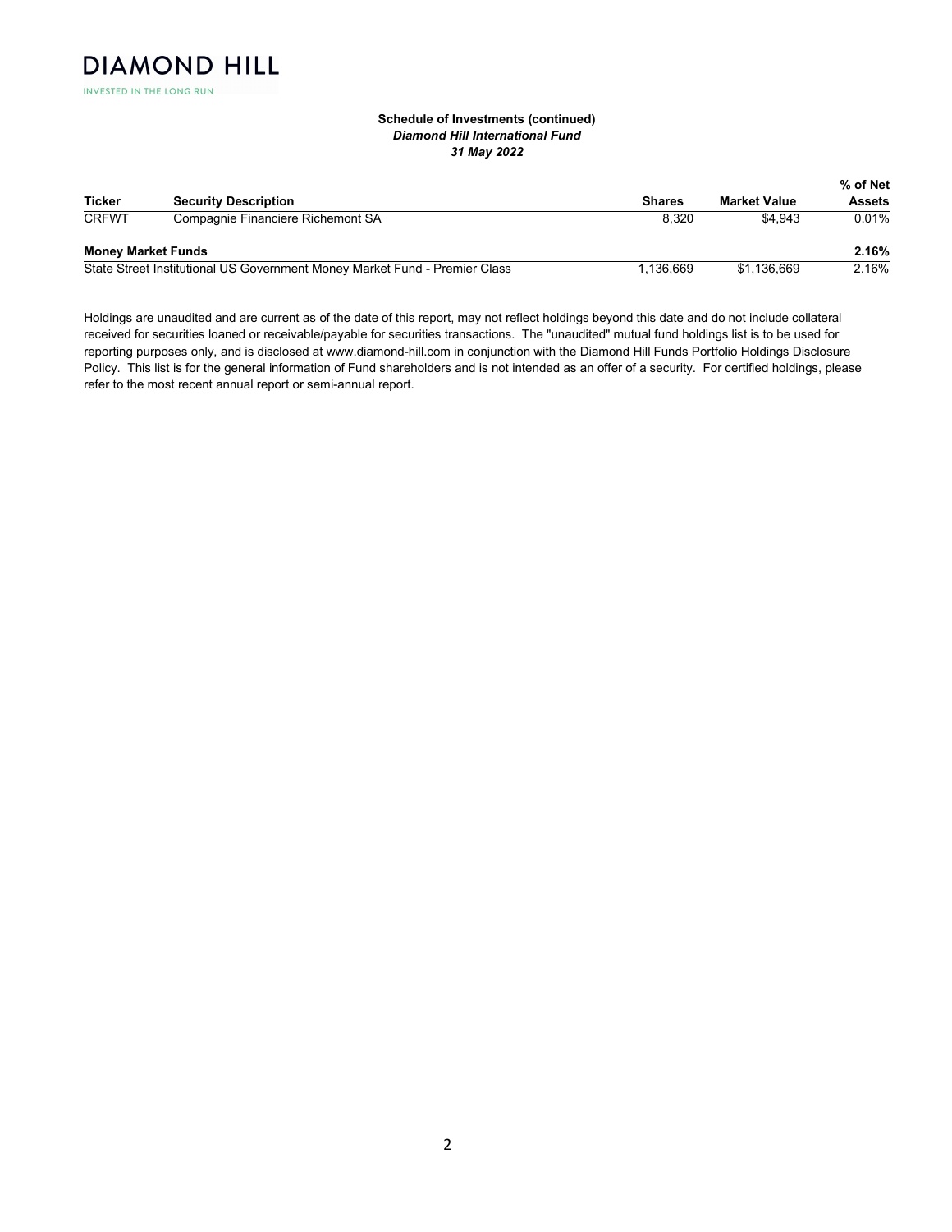DIAMOND HILL

INVESTED IN THE LONG RUN

**Schedule of Investments (continued)**
***Diamond Hill International Fund***
***31 May 2022***

| Ticker | Security Description | Shares | Market Value | % of Net Assets |
|---|---|---|---|---|
| CRFWT | Compagnie Financiere Richemont SA | 8,320 | $4,943 | 0.01% |
| **Money Market Funds** | | | | **2.16%** |
| State Street Institutional US Government Money Market Fund - Premier Class | | 1,136,669 | $1,136,669 | 2.16% |

Holdings are unaudited and are current as of the date of this report, may not reflect holdings beyond this date and do not include collateral received for securities loaned or receivable/payable for securities transactions. The "unaudited" mutual fund holdings list is to be used for reporting purposes only, and is disclosed at www.diamond-hill.com in conjunction with the Diamond Hill Funds Portfolio Holdings Disclosure Policy. This list is for the general information of Fund shareholders and is not intended as an offer of a security. For certified holdings, please refer to the most recent annual report or semi-annual report.